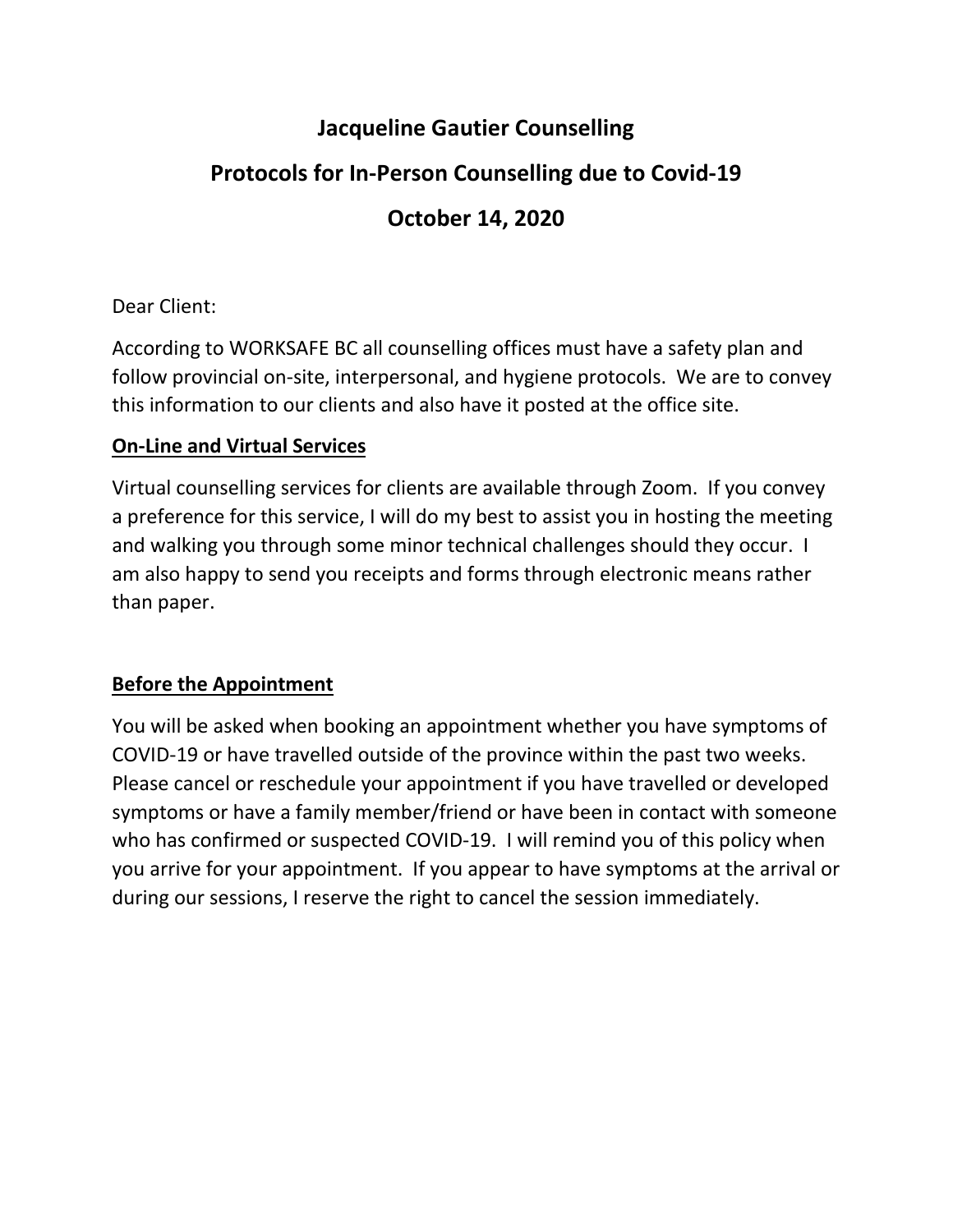# Jacqueline Gautier Counselling

## Protocols for In-Person Counselling due to Covid-19

## October 14, 2020

Dear Client:

According to WORKSAFE BC all counselling offices must have a safety plan and follow provincial on-site, interpersonal, and hygiene protocols. We are to convey this information to our clients and also have it posted at the office site.

**On-Line and Virtual Services**

Virtual counselling services for clients are available through Zoom. If you convey a preference for this service, I will do my best to assist you in hosting the meeting and walking you through some minor technical challenges should they occur. I am also happy to send you receipts and forms through electronic means rather than paper.

**Before the Appointment**

You will be asked when booking an appointment whether you have symptoms of COVID-19 or have travelled outside of the province within the past two weeks. Please cancel or reschedule your appointment if you have travelled or developed symptoms or have a family member/friend or have been in contact with someone who has confirmed or suspected COVID-19. I will remind you of this policy when you arrive for your appointment. If you appear to have symptoms at the arrival or during our sessions, I reserve the right to cancel the session immediately.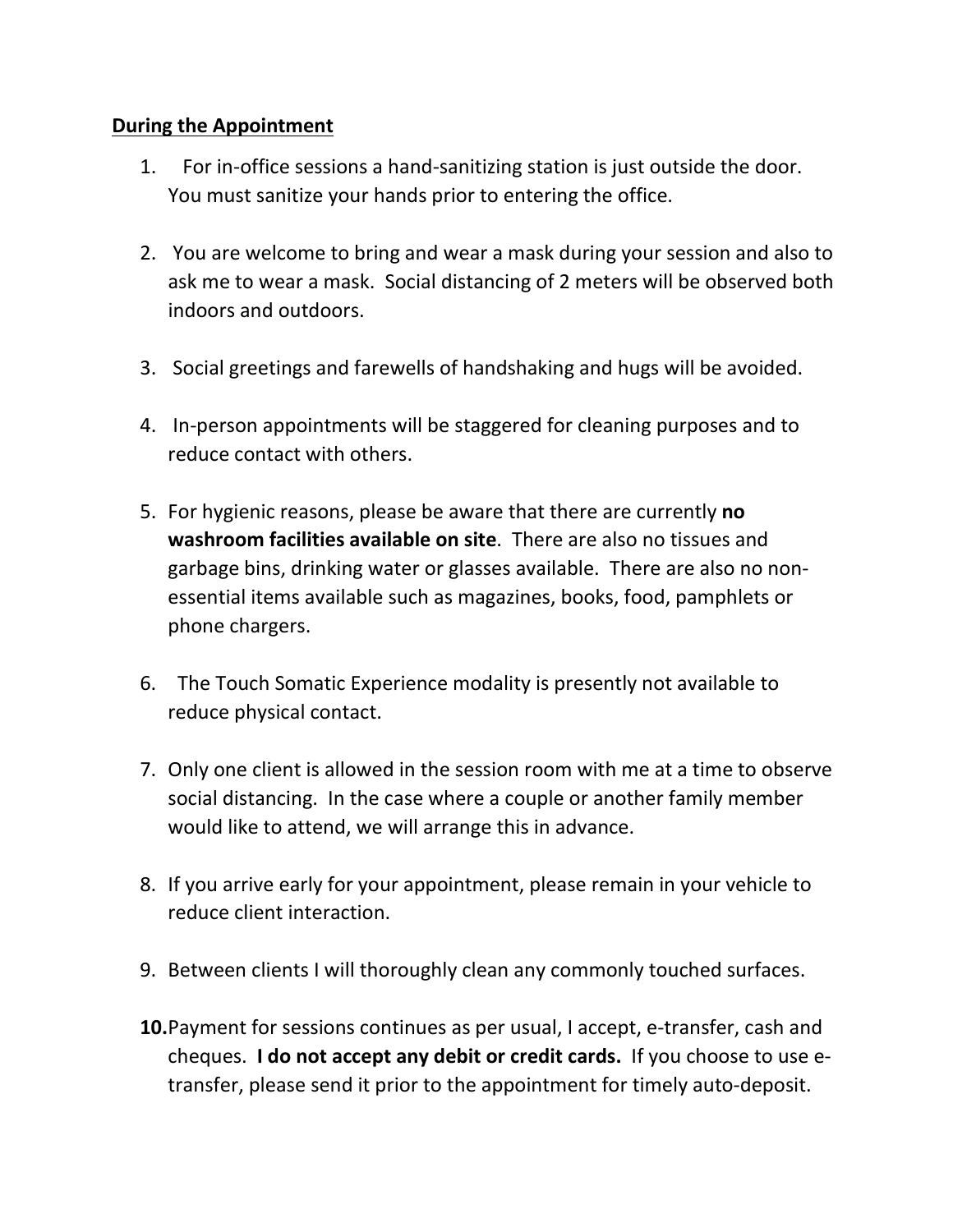<u>**During the Appointment**</u>

1. For in-office sessions a hand-sanitizing station is just outside the door. You must sanitize your hands prior to entering the office.

2. You are welcome to bring and wear a mask during your session and also to ask me to wear a mask. Social distancing of 2 meters will be observed both indoors and outdoors.

3. Social greetings and farewells of handshaking and hugs will be avoided.

4. In-person appointments will be staggered for cleaning purposes and to reduce contact with others.

5. For hygienic reasons, please be aware that there are currently **no washroom facilities available on site**. There are also no tissues and garbage bins, drinking water or glasses available. There are also no non-essential items available such as magazines, books, food, pamphlets or phone chargers.

6. The Touch Somatic Experience modality is presently not available to reduce physical contact.

7. Only one client is allowed in the session room with me at a time to observe social distancing. In the case where a couple or another family member would like to attend, we will arrange this in advance.

8. If you arrive early for your appointment, please remain in your vehicle to reduce client interaction.

9. Between clients I will thoroughly clean any commonly touched surfaces.

10. Payment for sessions continues as per usual, I accept, e-transfer, cash and cheques. **I do not accept any debit or credit cards.** If you choose to use e-transfer, please send it prior to the appointment for timely auto-deposit.